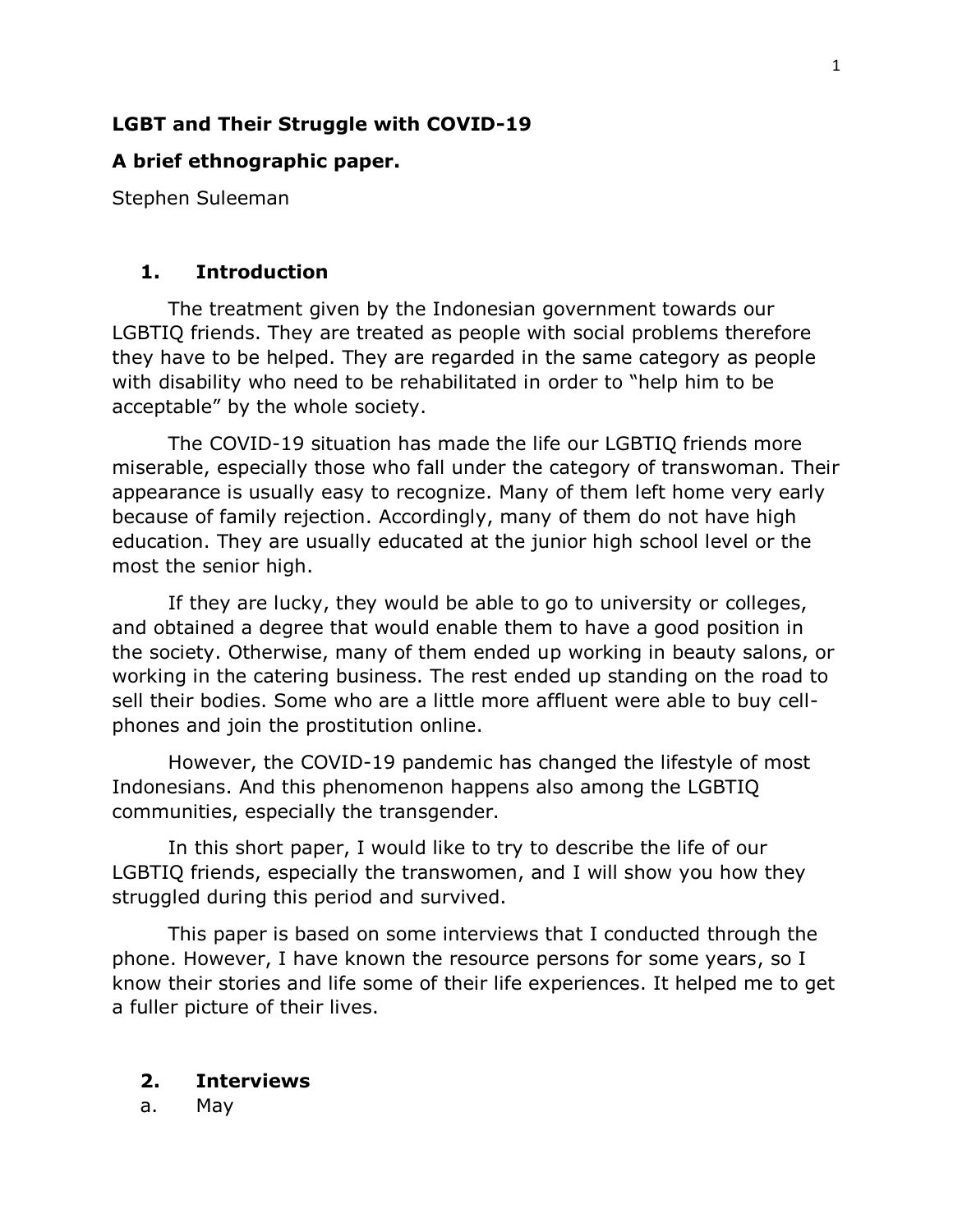**LGBT and Their Struggle with COVID-19**

**A brief ethnographic paper.**

Stephen Suleeman

## 1. Introduction

The treatment given by the Indonesian government towards our LGBTIQ friends. They are treated as people with social problems therefore they have to be helped. They are regarded in the same category as people with disability who need to be rehabilitated in order to "help him to be acceptable" by the whole society.

The COVID-19 situation has made the life our LGBTIQ friends more miserable, especially those who fall under the category of transwoman. Their appearance is usually easy to recognize. Many of them left home very early because of family rejection. Accordingly, many of them do not have high education. They are usually educated at the junior high school level or the most the senior high.

If they are lucky, they would be able to go to university or colleges, and obtained a degree that would enable them to have a good position in the society. Otherwise, many of them ended up working in beauty salons, or working in the catering business. The rest ended up standing on the road to sell their bodies. Some who are a little more affluent were able to buy cell-phones and join the prostitution online.

However, the COVID-19 pandemic has changed the lifestyle of most Indonesians. And this phenomenon happens also among the LGBTIQ communities, especially the transgender.

In this short paper, I would like to try to describe the life of our LGBTIQ friends, especially the transwomen, and I will show you how they struggled during this period and survived.

This paper is based on some interviews that I conducted through the phone. However, I have known the resource persons for some years, so I know their stories and life some of their life experiences. It helped me to get a fuller picture of their lives.

## 2. Interviews

a. May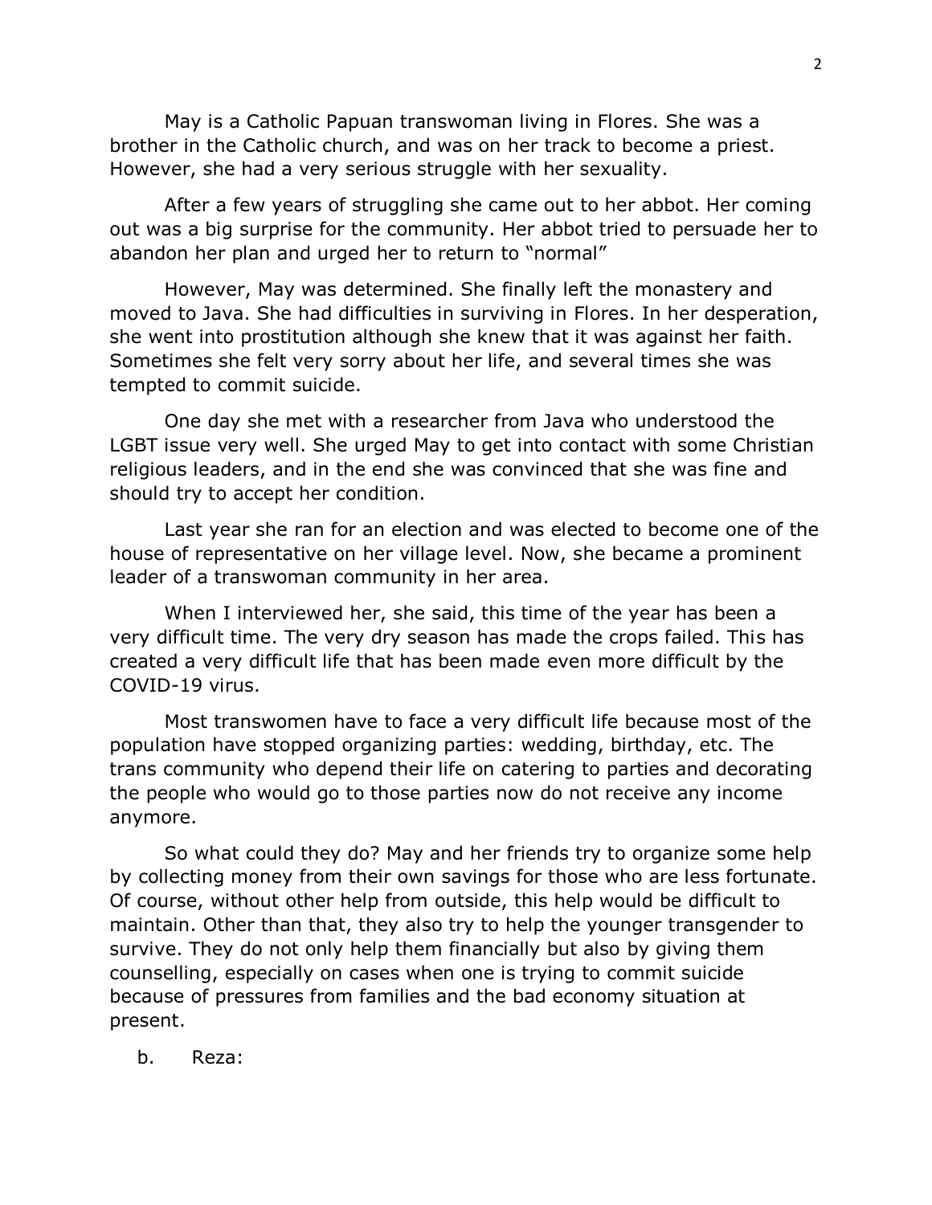May is a Catholic Papuan transwoman living in Flores. She was a brother in the Catholic church, and was on her track to become a priest. However, she had a very serious struggle with her sexuality.

After a few years of struggling she came out to her abbot. Her coming out was a big surprise for the community. Her abbot tried to persuade her to abandon her plan and urged her to return to "normal"

However, May was determined. She finally left the monastery and moved to Java. She had difficulties in surviving in Flores. In her desperation, she went into prostitution although she knew that it was against her faith. Sometimes she felt very sorry about her life, and several times she was tempted to commit suicide.

One day she met with a researcher from Java who understood the LGBT issue very well. She urged May to get into contact with some Christian religious leaders, and in the end she was convinced that she was fine and should try to accept her condition.

Last year she ran for an election and was elected to become one of the house of representative on her village level. Now, she became a prominent leader of a transwoman community in her area.

When I interviewed her, she said, this time of the year has been a very difficult time. The very dry season has made the crops failed. This has created a very difficult life that has been made even more difficult by the COVID-19 virus.

Most transwomen have to face a very difficult life because most of the population have stopped organizing parties: wedding, birthday, etc. The trans community who depend their life on catering to parties and decorating the people who would go to those parties now do not receive any income anymore.

So what could they do? May and her friends try to organize some help by collecting money from their own savings for those who are less fortunate. Of course, without other help from outside, this help would be difficult to maintain. Other than that, they also try to help the younger transgender to survive. They do not only help them financially but also by giving them counselling, especially on cases when one is trying to commit suicide because of pressures from families and the bad economy situation at present.

b. Reza: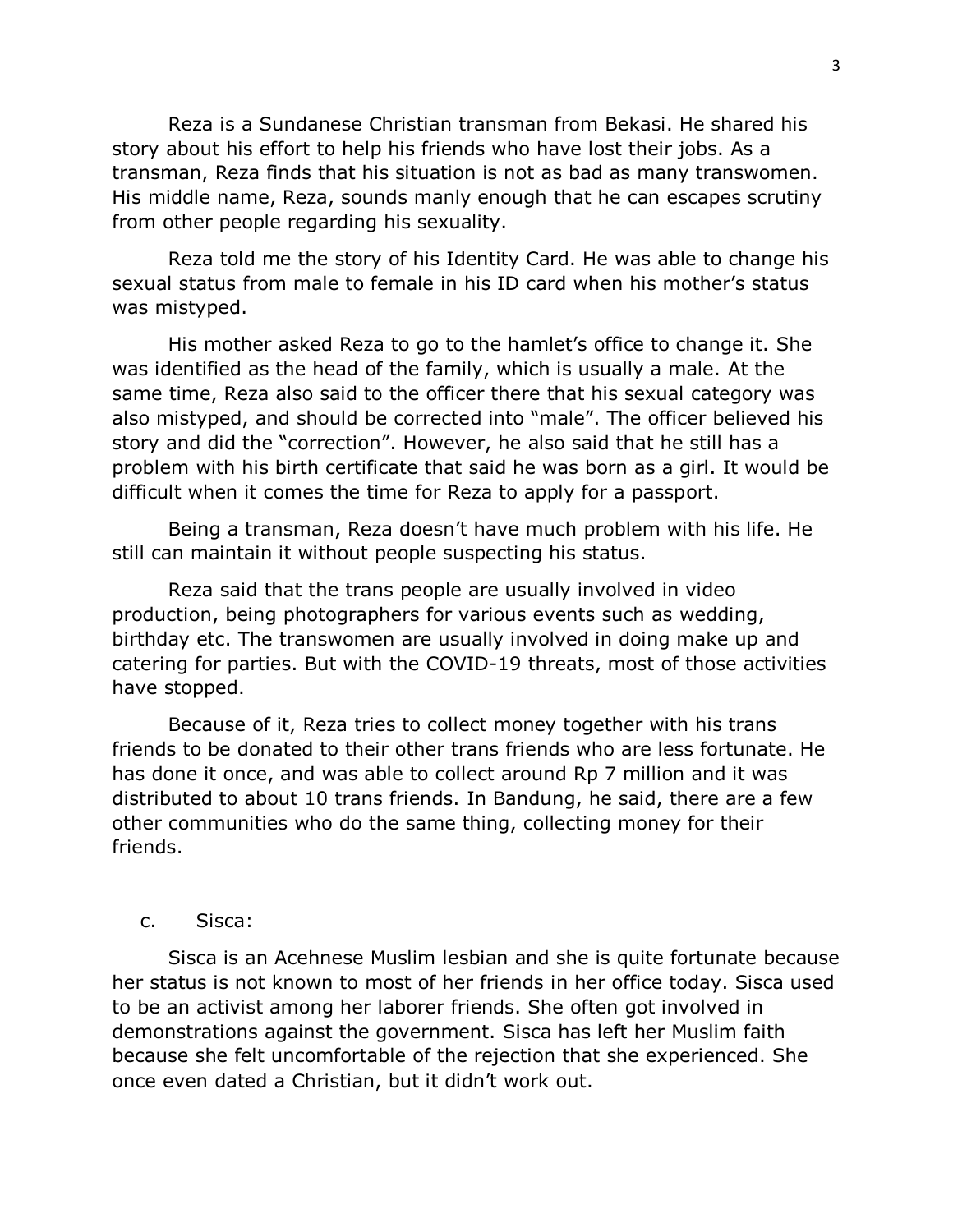Reza is a Sundanese Christian transman from Bekasi. He shared his story about his effort to help his friends who have lost their jobs. As a transman, Reza finds that his situation is not as bad as many transwomen. His middle name, Reza, sounds manly enough that he can escapes scrutiny from other people regarding his sexuality.

Reza told me the story of his Identity Card. He was able to change his sexual status from male to female in his ID card when his mother's status was mistyped.

His mother asked Reza to go to the hamlet's office to change it. She was identified as the head of the family, which is usually a male. At the same time, Reza also said to the officer there that his sexual category was also mistyped, and should be corrected into "male". The officer believed his story and did the "correction". However, he also said that he still has a problem with his birth certificate that said he was born as a girl. It would be difficult when it comes the time for Reza to apply for a passport.

Being a transman, Reza doesn't have much problem with his life. He still can maintain it without people suspecting his status.

Reza said that the trans people are usually involved in video production, being photographers for various events such as wedding, birthday etc. The transwomen are usually involved in doing make up and catering for parties. But with the COVID-19 threats, most of those activities have stopped.

Because of it, Reza tries to collect money together with his trans friends to be donated to their other trans friends who are less fortunate. He has done it once, and was able to collect around Rp 7 million and it was distributed to about 10 trans friends. In Bandung, he said, there are a few other communities who do the same thing, collecting money for their friends.

c. Sisca:

Sisca is an Acehnese Muslim lesbian and she is quite fortunate because her status is not known to most of her friends in her office today. Sisca used to be an activist among her laborer friends. She often got involved in demonstrations against the government. Sisca has left her Muslim faith because she felt uncomfortable of the rejection that she experienced. She once even dated a Christian, but it didn't work out.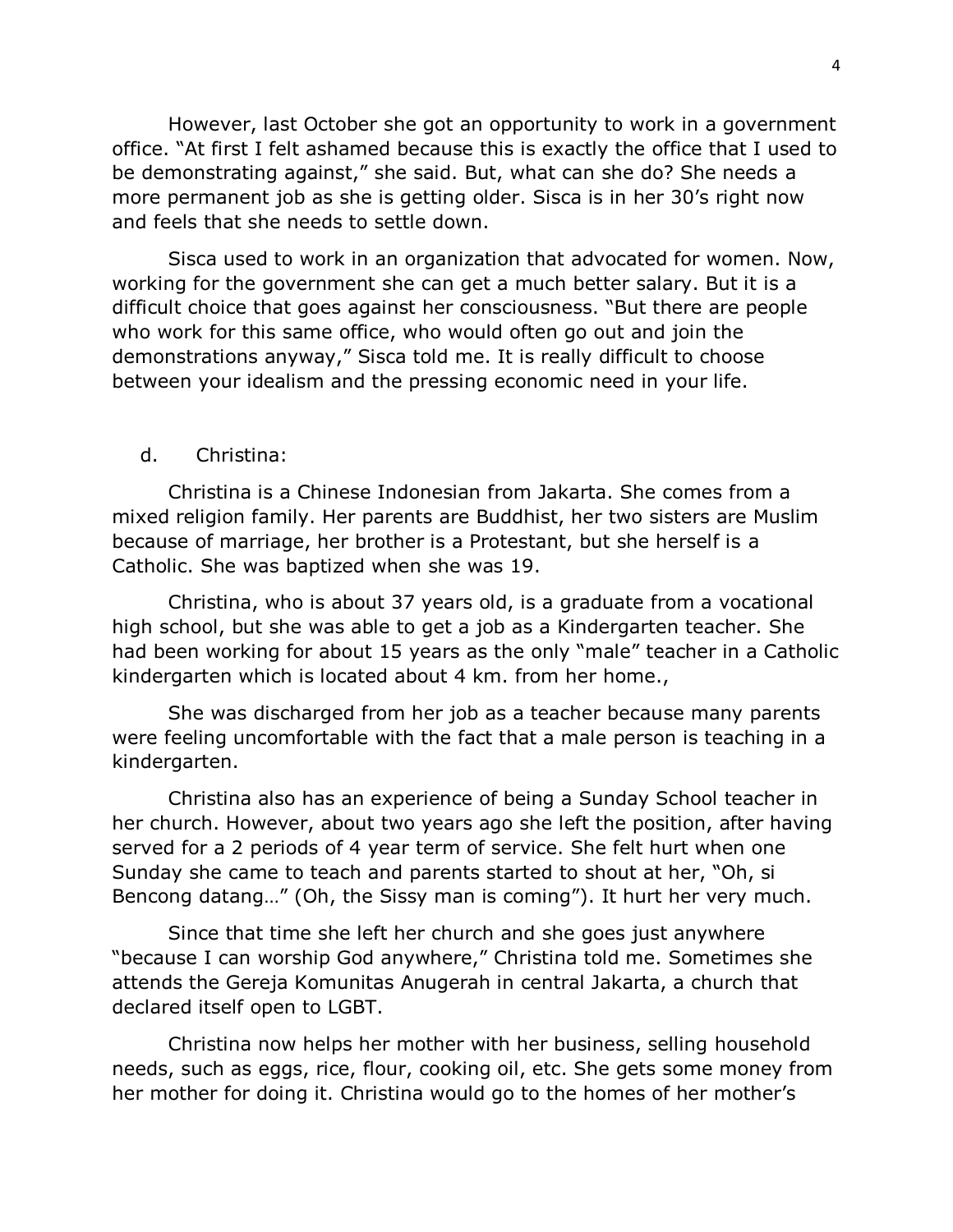However, last October she got an opportunity to work in a government office. "At first I felt ashamed because this is exactly the office that I used to be demonstrating against," she said. But, what can she do? She needs a more permanent job as she is getting older. Sisca is in her 30's right now and feels that she needs to settle down.

Sisca used to work in an organization that advocated for women. Now, working for the government she can get a much better salary. But it is a difficult choice that goes against her consciousness. "But there are people who work for this same office, who would often go out and join the demonstrations anyway," Sisca told me. It is really difficult to choose between your idealism and the pressing economic need in your life.

d. Christina:

Christina is a Chinese Indonesian from Jakarta. She comes from a mixed religion family. Her parents are Buddhist, her two sisters are Muslim because of marriage, her brother is a Protestant, but she herself is a Catholic. She was baptized when she was 19.

Christina, who is about 37 years old, is a graduate from a vocational high school, but she was able to get a job as a Kindergarten teacher. She had been working for about 15 years as the only "male" teacher in a Catholic kindergarten which is located about 4 km. from her home.,

She was discharged from her job as a teacher because many parents were feeling uncomfortable with the fact that a male person is teaching in a kindergarten.

Christina also has an experience of being a Sunday School teacher in her church. However, about two years ago she left the position, after having served for a 2 periods of 4 year term of service. She felt hurt when one Sunday she came to teach and parents started to shout at her, "Oh, si Bencong datang…" (Oh, the Sissy man is coming"). It hurt her very much.

Since that time she left her church and she goes just anywhere "because I can worship God anywhere," Christina told me. Sometimes she attends the Gereja Komunitas Anugerah in central Jakarta, a church that declared itself open to LGBT.

Christina now helps her mother with her business, selling household needs, such as eggs, rice, flour, cooking oil, etc. She gets some money from her mother for doing it. Christina would go to the homes of her mother's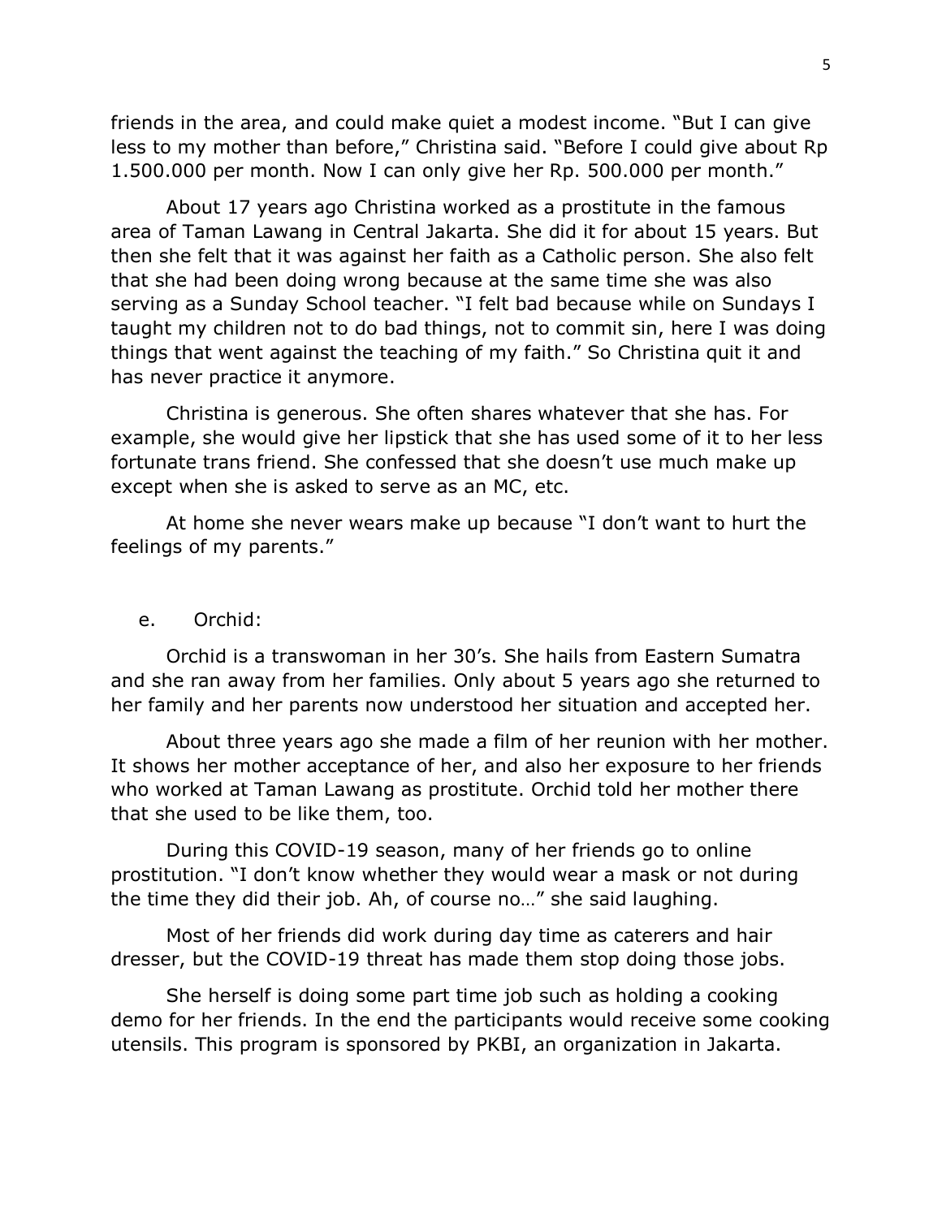friends in the area, and could make quiet a modest income. "But I can give less to my mother than before," Christina said. "Before I could give about Rp 1.500.000 per month. Now I can only give her Rp. 500.000 per month."

About 17 years ago Christina worked as a prostitute in the famous area of Taman Lawang in Central Jakarta. She did it for about 15 years. But then she felt that it was against her faith as a Catholic person. She also felt that she had been doing wrong because at the same time she was also serving as a Sunday School teacher. "I felt bad because while on Sundays I taught my children not to do bad things, not to commit sin, here I was doing things that went against the teaching of my faith." So Christina quit it and has never practice it anymore.

Christina is generous. She often shares whatever that she has. For example, she would give her lipstick that she has used some of it to her less fortunate trans friend. She confessed that she doesn't use much make up except when she is asked to serve as an MC, etc.

At home she never wears make up because "I don't want to hurt the feelings of my parents."

e. Orchid:

Orchid is a transwoman in her 30's. She hails from Eastern Sumatra and she ran away from her families. Only about 5 years ago she returned to her family and her parents now understood her situation and accepted her.

About three years ago she made a film of her reunion with her mother. It shows her mother acceptance of her, and also her exposure to her friends who worked at Taman Lawang as prostitute. Orchid told her mother there that she used to be like them, too.

During this COVID-19 season, many of her friends go to online prostitution. "I don't know whether they would wear a mask or not during the time they did their job. Ah, of course no…" she said laughing.

Most of her friends did work during day time as caterers and hair dresser, but the COVID-19 threat has made them stop doing those jobs.

She herself is doing some part time job such as holding a cooking demo for her friends. In the end the participants would receive some cooking utensils. This program is sponsored by PKBI, an organization in Jakarta.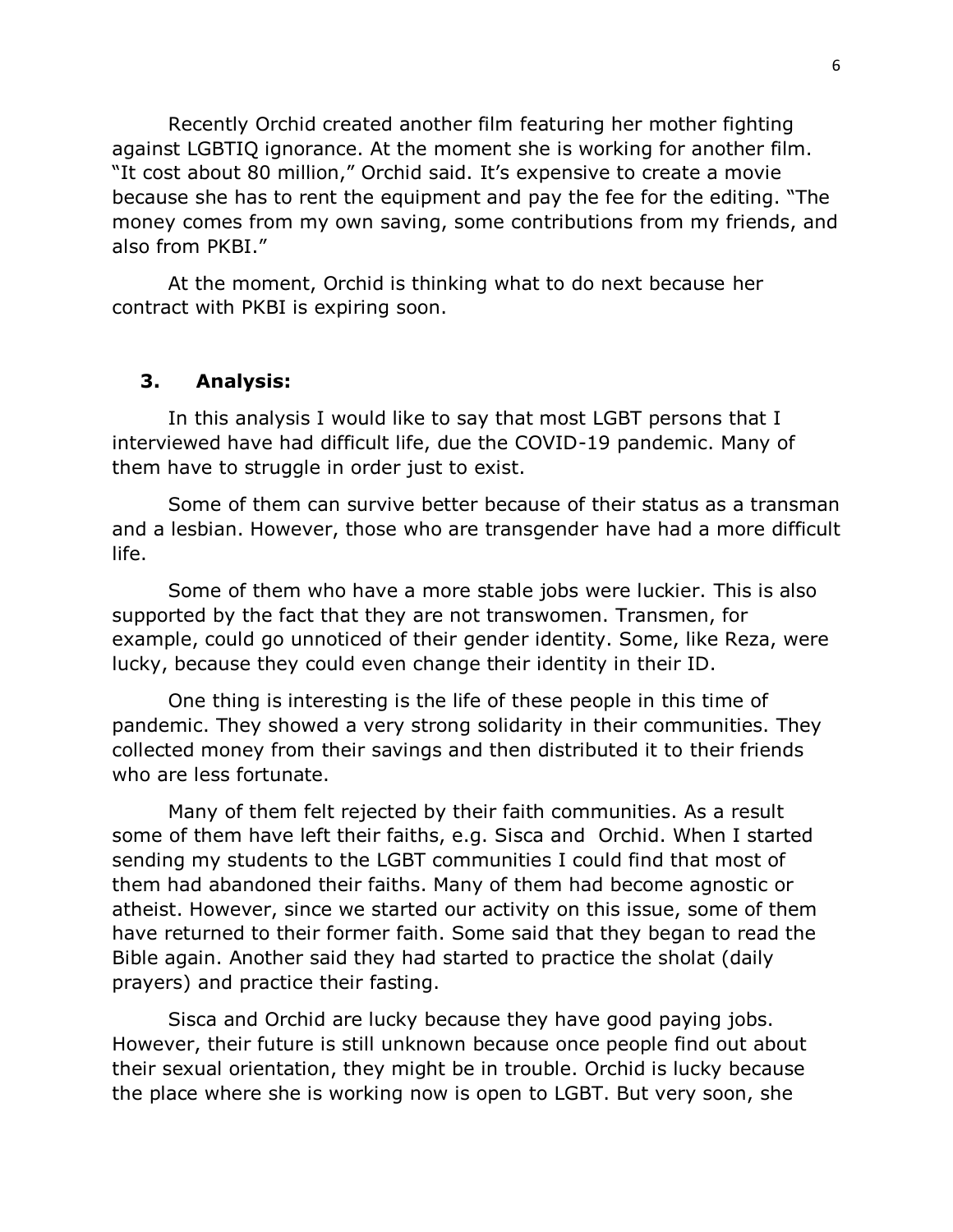Recently Orchid created another film featuring her mother fighting against LGBTIQ ignorance. At the moment she is working for another film. "It cost about 80 million," Orchid said. It's expensive to create a movie because she has to rent the equipment and pay the fee for the editing. "The money comes from my own saving, some contributions from my friends, and also from PKBI."

At the moment, Orchid is thinking what to do next because her contract with PKBI is expiring soon.

## 3. Analysis:

In this analysis I would like to say that most LGBT persons that I interviewed have had difficult life, due the COVID-19 pandemic. Many of them have to struggle in order just to exist.

Some of them can survive better because of their status as a transman and a lesbian. However, those who are transgender have had a more difficult life.

Some of them who have a more stable jobs were luckier. This is also supported by the fact that they are not transwomen. Transmen, for example, could go unnoticed of their gender identity. Some, like Reza, were lucky, because they could even change their identity in their ID.

One thing is interesting is the life of these people in this time of pandemic. They showed a very strong solidarity in their communities. They collected money from their savings and then distributed it to their friends who are less fortunate.

Many of them felt rejected by their faith communities. As a result some of them have left their faiths, e.g. Sisca and Orchid. When I started sending my students to the LGBT communities I could find that most of them had abandoned their faiths. Many of them had become agnostic or atheist. However, since we started our activity on this issue, some of them have returned to their former faith. Some said that they began to read the Bible again. Another said they had started to practice the sholat (daily prayers) and practice their fasting.

Sisca and Orchid are lucky because they have good paying jobs. However, their future is still unknown because once people find out about their sexual orientation, they might be in trouble. Orchid is lucky because the place where she is working now is open to LGBT. But very soon, she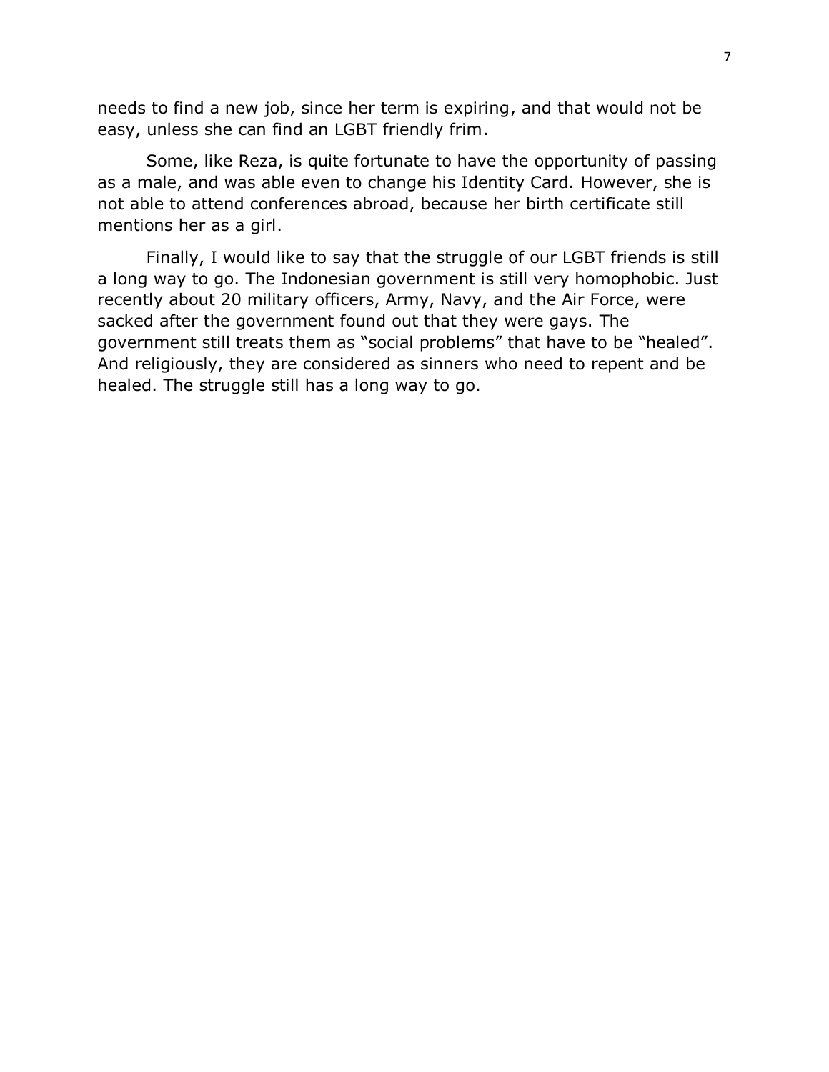needs to find a new job, since her term is expiring, and that would not be easy, unless she can find an LGBT friendly frim.

Some, like Reza, is quite fortunate to have the opportunity of passing as a male, and was able even to change his Identity Card. However, she is not able to attend conferences abroad, because her birth certificate still mentions her as a girl.

Finally, I would like to say that the struggle of our LGBT friends is still a long way to go. The Indonesian government is still very homophobic. Just recently about 20 military officers, Army, Navy, and the Air Force, were sacked after the government found out that they were gays. The government still treats them as "social problems" that have to be "healed". And religiously, they are considered as sinners who need to repent and be healed. The struggle still has a long way to go.